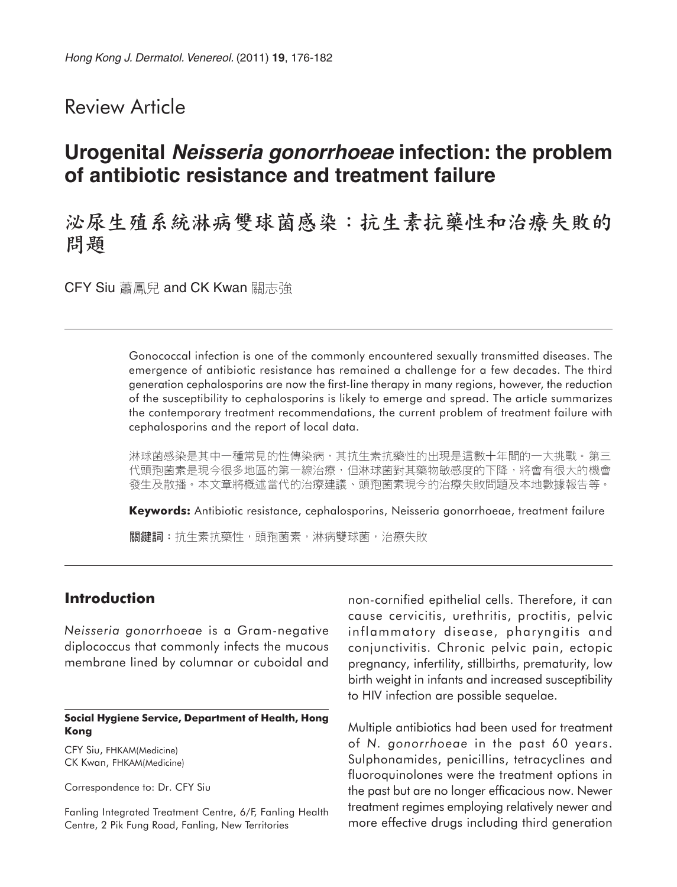Review Article

# Urogenital *Neisseria gonorrhoeae* infection: the problem of antibiotic resistance and treatment failure

# 泌尿生殖系統淋病雙球菌感染：抗生素抗藥性和治療失敗的問題

CFY Siu 蕭鳳兒 and CK Kwan 關志強

Gonococcal infection is one of the commonly encountered sexually transmitted diseases. The emergence of antibiotic resistance has remained a challenge for a few decades. The third generation cephalosporins are now the first-line therapy in many regions, however, the reduction of the susceptibility to cephalosporins is likely to emerge and spread. The article summarizes the contemporary treatment recommendations, the current problem of treatment failure with cephalosporins and the report of local data.

淋球菌感染是其中一種常見的性傳染病，其抗生素抗藥性的出現是這數十年間的一大挑戰。第三代頭孢菌素是現今很多地區的第一線治療，但淋球菌對其藥物敏感度的下降，將會有很大的機會發生及散播。本文章將概述當代的治療建議、頭孢菌素現今的治療失敗問題及本地數據報告等。

**Keywords:** Antibiotic resistance, cephalosporins, Neisseria gonorrhoeae, treatment failure

**關鍵詞**：抗生素抗藥性，頭孢菌素，淋病雙球菌，治療失敗

## Introduction

*Neisseria gonorrhoeae* is a Gram-negative diplococcus that commonly infects the mucous membrane lined by columnar or cuboidal and non-cornified epithelial cells. Therefore, it can cause cervicitis, urethritis, proctitis, pelvic inflammatory disease, pharyngitis and conjunctivitis. Chronic pelvic pain, ectopic pregnancy, infertility, stillbirths, prematurity, low birth weight in infants and increased susceptibility to HIV infection are possible sequelae.

Multiple antibiotics had been used for treatment of *N. gonorrhoeae* in the past 60 years. Sulphonamides, penicillins, tetracyclines and fluoroquinolones were the treatment options in the past but are no longer efficacious now. Newer treatment regimes employing relatively newer and more effective drugs including third generation

**Social Hygiene Service, Department of Health, Hong Kong**

CFY Siu, FHKAM(Medicine)
CK Kwan, FHKAM(Medicine)

Correspondence to: Dr. CFY Siu

Fanling Integrated Treatment Centre, 6/F, Fanling Health Centre, 2 Pik Fung Road, Fanling, New Territories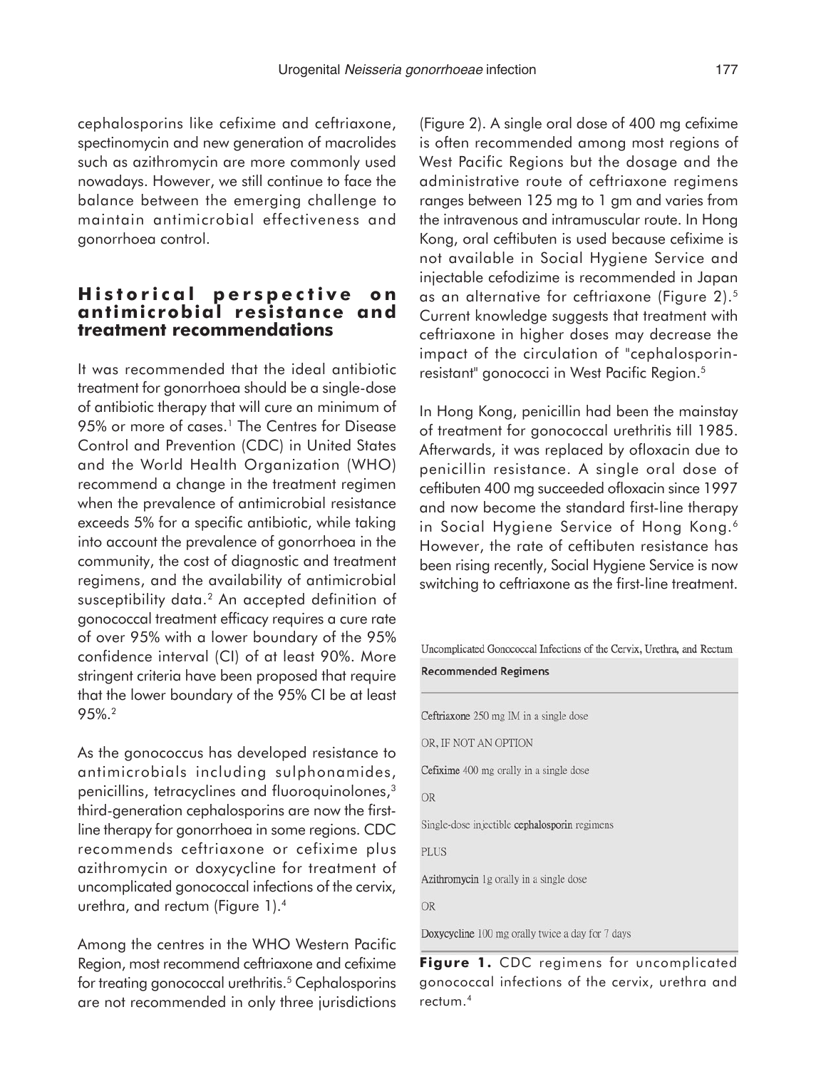cephalosporins like cefixime and ceftriaxone, spectinomycin and new generation of macrolides such as azithromycin are more commonly used nowadays. However, we still continue to face the balance between the emerging challenge to maintain antimicrobial effectiveness and gonorrhoea control.

## Historical perspective on antimicrobial resistance and treatment recommendations

It was recommended that the ideal antibiotic treatment for gonorrhoea should be a single-dose of antibiotic therapy that will cure an minimum of 95% or more of cases.[1] The Centres for Disease Control and Prevention (CDC) in United States and the World Health Organization (WHO) recommend a change in the treatment regimen when the prevalence of antimicrobial resistance exceeds 5% for a specific antibiotic, while taking into account the prevalence of gonorrhoea in the community, the cost of diagnostic and treatment regimens, and the availability of antimicrobial susceptibility data.[2] An accepted definition of gonococcal treatment efficacy requires a cure rate of over 95% with a lower boundary of the 95% confidence interval (CI) of at least 90%. More stringent criteria have been proposed that require that the lower boundary of the 95% CI be at least 95%.[2]

As the gonococcus has developed resistance to antimicrobials including sulphonamides, penicillins, tetracyclines and fluoroquinolones,[3] third-generation cephalosporins are now the first-line therapy for gonorrhoea in some regions. CDC recommends ceftriaxone or cefixime plus azithromycin or doxycycline for treatment of uncomplicated gonococcal infections of the cervix, urethra, and rectum (Figure 1).[4]

Among the centres in the WHO Western Pacific Region, most recommend ceftriaxone and cefixime for treating gonococcal urethritis.[5] Cephalosporins are not recommended in only three jurisdictions (Figure 2). A single oral dose of 400 mg cefixime is often recommended among most regions of West Pacific Regions but the dosage and the administrative route of ceftriaxone regimens ranges between 125 mg to 1 gm and varies from the intravenous and intramuscular route. In Hong Kong, oral ceftibuten is used because cefixime is not available in Social Hygiene Service and injectable cefodizime is recommended in Japan as an alternative for ceftriaxone (Figure 2).[5] Current knowledge suggests that treatment with ceftriaxone in higher doses may decrease the impact of the circulation of "cephalosporin-resistant" gonococci in West Pacific Region.[5]

In Hong Kong, penicillin had been the mainstay of treatment for gonococcal urethritis till 1985. Afterwards, it was replaced by ofloxacin due to penicillin resistance. A single oral dose of ceftibuten 400 mg succeeded ofloxacin since 1997 and now become the standard first-line therapy in Social Hygiene Service of Hong Kong.[6] However, the rate of ceftibuten resistance has been rising recently, Social Hygiene Service is now switching to ceftriaxone as the first-line treatment.

Uncomplicated Gonococcal Infections of the Cervix, Urethra, and Rectum

| Recommended Regimens |
|---|
| **Ceftriaxone** 250 mg IM in a single dose |
| OR, IF NOT AN OPTION |
| **Cefixime** 400 mg orally in a single dose |
| OR |
| Single-dose injectible **cephalosporin** regimens |
| PLUS |
| **Azithromycin** 1g orally in a single dose |
| OR |
| **Doxycycline** 100 mg orally twice a day for 7 days |

**Figure 1.** CDC regimens for uncomplicated gonococcal infections of the cervix, urethra and rectum.[4]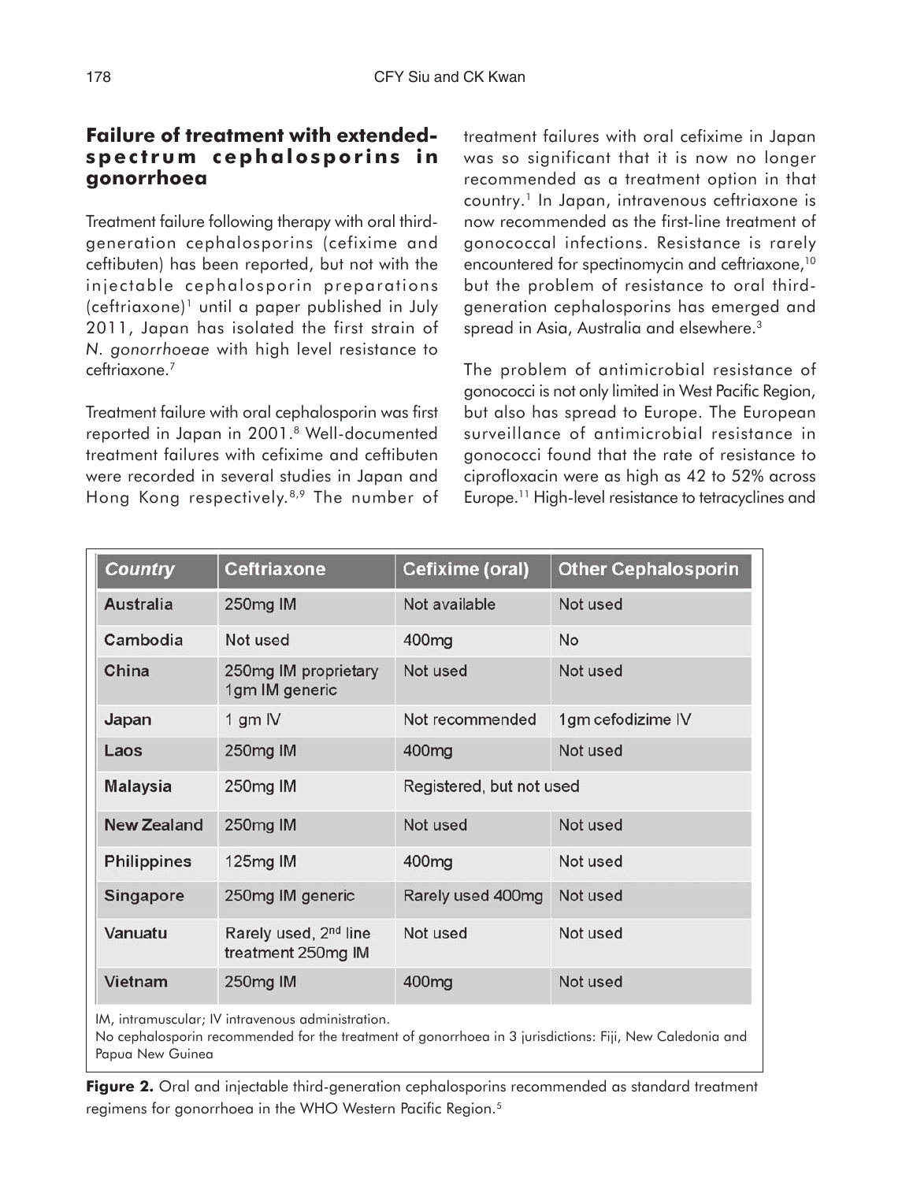## Failure of treatment with extended-spectrum cephalosporins in gonorrhoea

Treatment failure following therapy with oral third-generation cephalosporins (cefixime and ceftibuten) has been reported, but not with the injectable cephalosporin preparations (ceftriaxone)[1] until a paper published in July 2011, Japan has isolated the first strain of *N. gonorrhoeae* with high level resistance to ceftriaxone.[7]

Treatment failure with oral cephalosporin was first reported in Japan in 2001.[8] Well-documented treatment failures with cefixime and ceftibuten were recorded in several studies in Japan and Hong Kong respectively.[8,9] The number of treatment failures with oral cefixime in Japan was so significant that it is now no longer recommended as a treatment option in that country.[1] In Japan, intravenous ceftriaxone is now recommended as the first-line treatment of gonococcal infections. Resistance is rarely encountered for spectinomycin and ceftriaxone,[10] but the problem of resistance to oral third-generation cephalosporins has emerged and spread in Asia, Australia and elsewhere.[3]

The problem of antimicrobial resistance of gonococci is not only limited in West Pacific Region, but also has spread to Europe. The European surveillance of antimicrobial resistance in gonococci found that the rate of resistance to ciprofloxacin were as high as 42 to 52% across Europe.[11] High-level resistance to tetracyclines and

| Country | Ceftriaxone | Cefixime (oral) | Other Cephalosporin |
|---|---|---|---|
| Australia | 250mg IM | Not available | Not used |
| Cambodia | Not used | 400mg | No |
| China | 250mg IM proprietary 1gm IM generic | Not used | Not used |
| Japan | 1 gm IV | Not recommended | 1gm cefodizime IV |
| Laos | 250mg IM | 400mg | Not used |
| Malaysia | 250mg IM | Registered, but not used | |
| New Zealand | 250mg IM | Not used | Not used |
| Philippines | 125mg IM | 400mg | Not used |
| Singapore | 250mg IM generic | Rarely used 400mg | Not used |
| Vanuatu | Rarely used, 2nd line treatment 250mg IM | Not used | Not used |
| Vietnam | 250mg IM | 400mg | Not used |

IM, intramuscular; IV intravenous administration.
No cephalosporin recommended for the treatment of gonorrhoea in 3 jurisdictions: Fiji, New Caledonia and Papua New Guinea

**Figure 2.** Oral and injectable third-generation cephalosporins recommended as standard treatment regimens for gonorrhoea in the WHO Western Pacific Region.[5]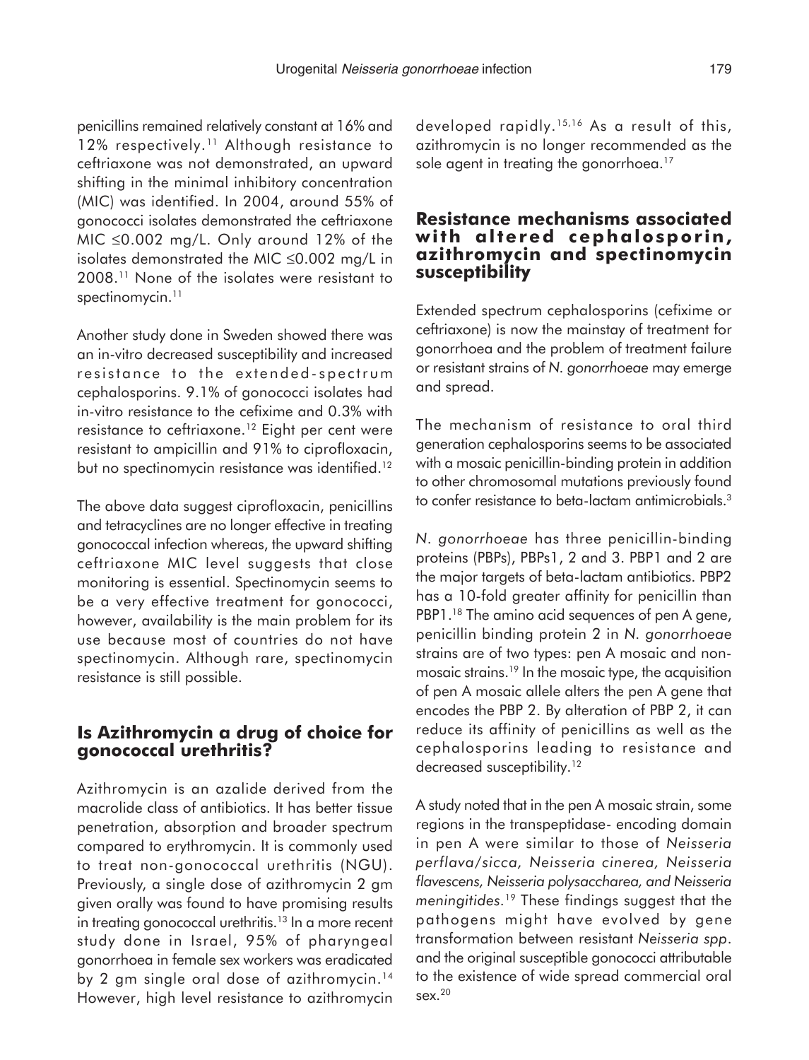penicillins remained relatively constant at 16% and 12% respectively.[11] Although resistance to ceftriaxone was not demonstrated, an upward shifting in the minimal inhibitory concentration (MIC) was identified. In 2004, around 55% of gonococci isolates demonstrated the ceftriaxone MIC $\leq$0.002 mg/L. Only around 12% of the isolates demonstrated the MIC $\leq$0.002 mg/L in 2008.[11] None of the isolates were resistant to spectinomycin.[11]

Another study done in Sweden showed there was an in-vitro decreased susceptibility and increased resistance to the extended-spectrum cephalosporins. 9.1% of gonococci isolates had in-vitro resistance to the cefixime and 0.3% with resistance to ceftriaxone.[12] Eight per cent were resistant to ampicillin and 91% to ciprofloxacin, but no spectinomycin resistance was identified.[12]

The above data suggest ciprofloxacin, penicillins and tetracyclines are no longer effective in treating gonococcal infection whereas, the upward shifting ceftriaxone MIC level suggests that close monitoring is essential. Spectinomycin seems to be a very effective treatment for gonococci, however, availability is the main problem for its use because most of countries do not have spectinomycin. Although rare, spectinomycin resistance is still possible.

## Is Azithromycin a drug of choice for gonococcal urethritis?

Azithromycin is an azalide derived from the macrolide class of antibiotics. It has better tissue penetration, absorption and broader spectrum compared to erythromycin. It is commonly used to treat non-gonococcal urethritis (NGU). Previously, a single dose of azithromycin 2 gm given orally was found to have promising results in treating gonococcal urethritis.[13] In a more recent study done in Israel, 95% of pharyngeal gonorrhoea in female sex workers was eradicated by 2 gm single oral dose of azithromycin.[14] However, high level resistance to azithromycin developed rapidly.[15,16] As a result of this, azithromycin is no longer recommended as the sole agent in treating the gonorrhoea.[17]

## Resistance mechanisms associated with altered cephalosporin, azithromycin and spectinomycin susceptibility

Extended spectrum cephalosporins (cefixime or ceftriaxone) is now the mainstay of treatment for gonorrhoea and the problem of treatment failure or resistant strains of *N. gonorrhoeae* may emerge and spread.

The mechanism of resistance to oral third generation cephalosporins seems to be associated with a mosaic penicillin-binding protein in addition to other chromosomal mutations previously found to confer resistance to beta-lactam antimicrobials.[3]

*N. gonorrhoeae* has three penicillin-binding proteins (PBPs), PBPs1, 2 and 3. PBP1 and 2 are the major targets of beta-lactam antibiotics. PBP2 has a 10-fold greater affinity for penicillin than PBP1.[18] The amino acid sequences of pen A gene, penicillin binding protein 2 in *N. gonorrhoeae* strains are of two types: pen A mosaic and non-mosaic strains.[19] In the mosaic type, the acquisition of pen A mosaic allele alters the pen A gene that encodes the PBP 2. By alteration of PBP 2, it can reduce its affinity of penicillins as well as the cephalosporins leading to resistance and decreased susceptibility.[12]

A study noted that in the pen A mosaic strain, some regions in the transpeptidase- encoding domain in pen A were similar to those of *Neisseria perflava/sicca, Neisseria cinerea, Neisseria flavescens, Neisseria polysaccharea, and Neisseria meningitides*.[19] These findings suggest that the pathogens might have evolved by gene transformation between resistant *Neisseria spp*. and the original susceptible gonococci attributable to the existence of wide spread commercial oral sex.[20]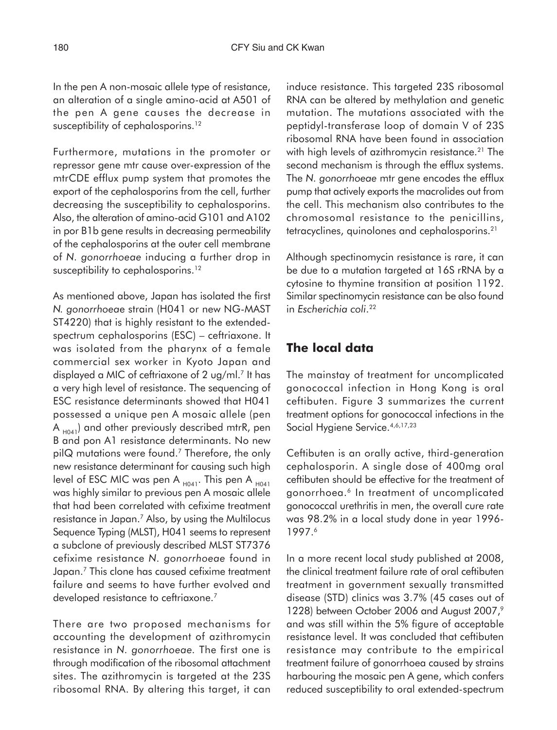In the pen A non-mosaic allele type of resistance, an alteration of a single amino-acid at A501 of the pen A gene causes the decrease in susceptibility of cephalosporins.[12]

Furthermore, mutations in the promoter or repressor gene mtr cause over-expression of the mtrCDE efflux pump system that promotes the export of the cephalosporins from the cell, further decreasing the susceptibility to cephalosporins. Also, the alteration of amino-acid G101 and A102 in por B1b gene results in decreasing permeability of the cephalosporins at the outer cell membrane of *N. gonorrhoeae* inducing a further drop in susceptibility to cephalosporins.[12]

As mentioned above, Japan has isolated the first *N. gonorrhoeae* strain (H041 or new NG-MAST ST4220) that is highly resistant to the extended-spectrum cephalosporins (ESC) – ceftriaxone. It was isolated from the pharynx of a female commercial sex worker in Kyoto Japan and displayed a MIC of ceftriaxone of 2 ug/ml.[7] It has a very high level of resistance. The sequencing of ESC resistance determinants showed that H041 possessed a unique pen A mosaic allele (pen $A_{H041}$) and other previously described mtrR, pen B and pon A1 resistance determinants. No new pilQ mutations were found.[7] Therefore, the only new resistance determinant for causing such high level of ESC MIC was pen $A_{H041}$. This pen $A_{H041}$ was highly similar to previous pen A mosaic allele that had been correlated with cefixime treatment resistance in Japan.[7] Also, by using the Multilocus Sequence Typing (MLST), H041 seems to represent a subclone of previously described MLST ST7376 cefixime resistance *N. gonorrhoeae* found in Japan.[7] This clone has caused cefixime treatment failure and seems to have further evolved and developed resistance to ceftriaxone.[7]

There are two proposed mechanisms for accounting the development of azithromycin resistance in *N. gonorrhoeae*. The first one is through modification of the ribosomal attachment sites. The azithromycin is targeted at the 23S ribosomal RNA. By altering this target, it can induce resistance. This targeted 23S ribosomal RNA can be altered by methylation and genetic mutation. The mutations associated with the peptidyl-transferase loop of domain V of 23S ribosomal RNA have been found in association with high levels of azithromycin resistance.[21] The second mechanism is through the efflux systems. The *N. gonorrhoeae* mtr gene encodes the efflux pump that actively exports the macrolides out from the cell. This mechanism also contributes to the chromosomal resistance to the penicillins, tetracyclines, quinolones and cephalosporins.[21]

Although spectinomycin resistance is rare, it can be due to a mutation targeted at 16S rRNA by a cytosine to thymine transition at position 1192. Similar spectinomycin resistance can be also found in *Escherichia coli*.[22]

## The local data

The mainstay of treatment for uncomplicated gonococcal infection in Hong Kong is oral ceftibuten. Figure 3 summarizes the current treatment options for gonococcal infections in the Social Hygiene Service.[4,6,17,23]

Ceftibuten is an orally active, third-generation cephalosporin. A single dose of 400mg oral ceftibuten should be effective for the treatment of gonorrhoea.[6] In treatment of uncomplicated gonococcal urethritis in men, the overall cure rate was 98.2% in a local study done in year 1996-1997.[6]

In a more recent local study published at 2008, the clinical treatment failure rate of oral ceftibuten treatment in government sexually transmitted disease (STD) clinics was 3.7% (45 cases out of 1228) between October 2006 and August 2007,[9] and was still within the 5% figure of acceptable resistance level. It was concluded that ceftibuten resistance may contribute to the empirical treatment failure of gonorrhoea caused by strains harbouring the mosaic pen A gene, which confers reduced susceptibility to oral extended-spectrum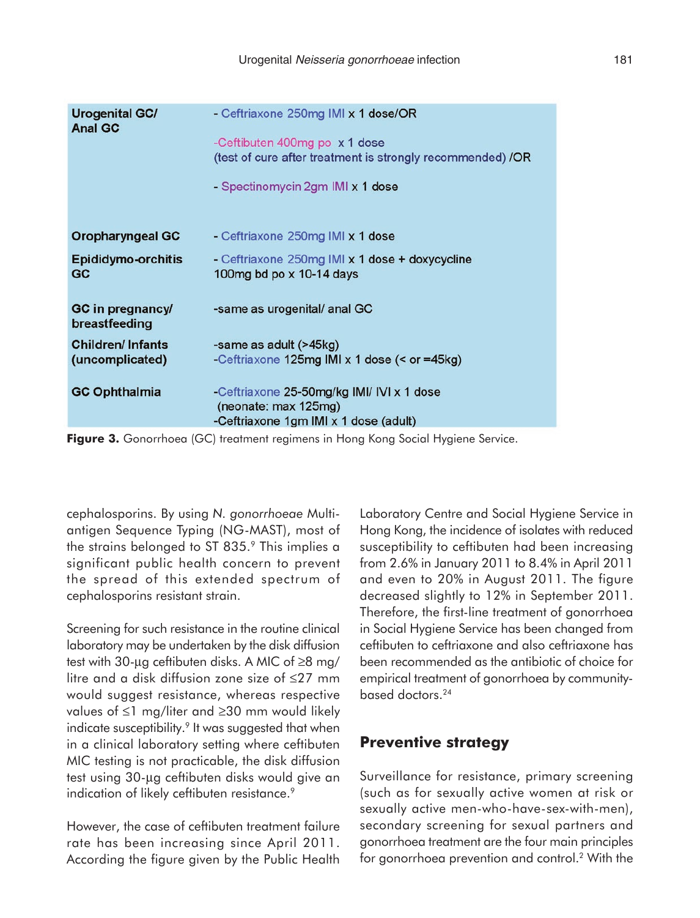| | |
|---|---|
| **Urogenital GC/ Anal GC** | - Ceftriaxone 250mg IMI x 1 dose/OR<br>-Ceftibuten 400mg po x 1 dose (test of cure after treatment is strongly recommended) /OR<br>- Spectinomycin 2gm IMI x 1 dose |
| **Oropharyngeal GC** | - Ceftriaxone 250mg IMI x 1 dose |
| **Epididymo-orchitis GC** | - Ceftriaxone 250mg IMI x 1 dose + doxycycline 100mg bd po x 10-14 days |
| **GC in pregnancy/ breastfeeding** | -same as urogenital/ anal GC |
| **Children/ Infants (uncomplicated)** | -same as adult (>45kg)<br>-Ceftriaxone 125mg IMI x 1 dose (< or =45kg) |
| **GC Ophthalmia** | -Ceftriaxone 25-50mg/kg IMI/ IVI x 1 dose (neonate: max 125mg)<br>-Ceftriaxone 1gm IMI x 1 dose (adult) |

**Figure 3.** Gonorrhoea (GC) treatment regimens in Hong Kong Social Hygiene Service.

cephalosporins. By using *N. gonorrhoeae* Multi-antigen Sequence Typing (NG-MAST), most of the strains belonged to ST 835.[9] This implies a significant public health concern to prevent the spread of this extended spectrum of cephalosporins resistant strain.

Screening for such resistance in the routine clinical laboratory may be undertaken by the disk diffusion test with 30-µg ceftibuten disks. A MIC of ≥8 mg/litre and a disk diffusion zone size of ≤27 mm would suggest resistance, whereas respective values of ≤1 mg/liter and ≥30 mm would likely indicate susceptibility.[9] It was suggested that when in a clinical laboratory setting where ceftibuten MIC testing is not practicable, the disk diffusion test using 30-µg ceftibuten disks would give an indication of likely ceftibuten resistance.[9]

However, the case of ceftibuten treatment failure rate has been increasing since April 2011. According the figure given by the Public Health Laboratory Centre and Social Hygiene Service in Hong Kong, the incidence of isolates with reduced susceptibility to ceftibuten had been increasing from 2.6% in January 2011 to 8.4% in April 2011 and even to 20% in August 2011. The figure decreased slightly to 12% in September 2011. Therefore, the first-line treatment of gonorrhoea in Social Hygiene Service has been changed from ceftibuten to ceftriaxone and also ceftriaxone has been recommended as the antibiotic of choice for empirical treatment of gonorrhoea by community-based doctors.[24]

## Preventive strategy

Surveillance for resistance, primary screening (such as for sexually active women at risk or sexually active men-who-have-sex-with-men), secondary screening for sexual partners and gonorrhoea treatment are the four main principles for gonorrhoea prevention and control.[2] With the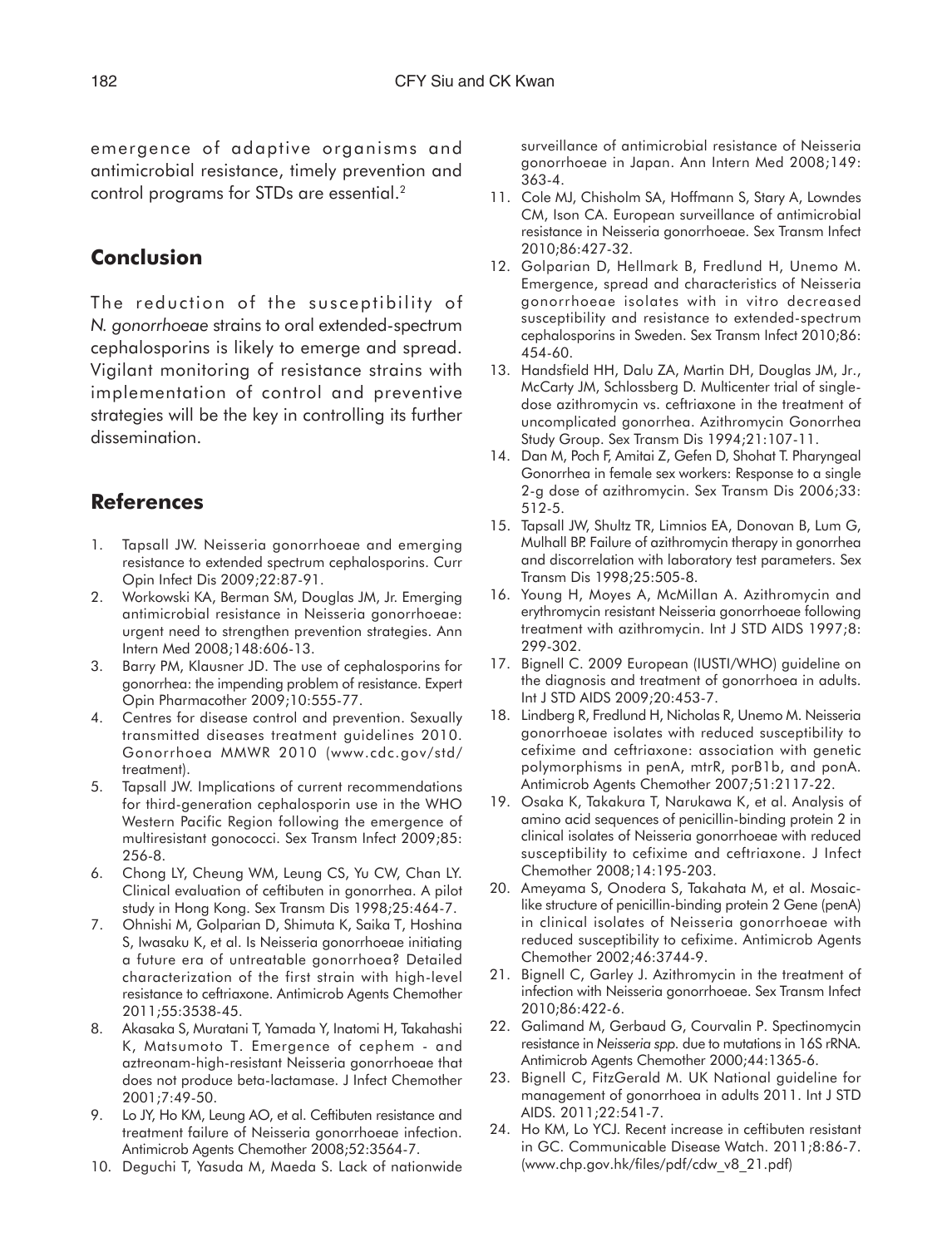emergence of adaptive organisms and antimicrobial resistance, timely prevention and control programs for STDs are essential.[2]

## Conclusion

The reduction of the susceptibility of *N. gonorrhoeae* strains to oral extended-spectrum cephalosporins is likely to emerge and spread. Vigilant monitoring of resistance strains with implementation of control and preventive strategies will be the key in controlling its further dissemination.

## References

1. Tapsall JW. Neisseria gonorrhoeae and emerging resistance to extended spectrum cephalosporins. Curr Opin Infect Dis 2009;22:87-91.
2. Workowski KA, Berman SM, Douglas JM, Jr. Emerging antimicrobial resistance in Neisseria gonorrhoeae: urgent need to strengthen prevention strategies. Ann Intern Med 2008;148:606-13.
3. Barry PM, Klausner JD. The use of cephalosporins for gonorrhea: the impending problem of resistance. Expert Opin Pharmacother 2009;10:555-77.
4. Centres for disease control and prevention. Sexually transmitted diseases treatment guidelines 2010. Gonorrhoea MMWR 2010 (www.cdc.gov/std/treatment).
5. Tapsall JW. Implications of current recommendations for third-generation cephalosporin use in the WHO Western Pacific Region following the emergence of multiresistant gonococci. Sex Transm Infect 2009;85:256-8.
6. Chong LY, Cheung WM, Leung CS, Yu CW, Chan LY. Clinical evaluation of ceftibuten in gonorrhea. A pilot study in Hong Kong. Sex Transm Dis 1998;25:464-7.
7. Ohnishi M, Golparian D, Shimuta K, Saika T, Hoshina S, Iwasaku K, et al. Is Neisseria gonorrhoeae initiating a future era of untreatable gonorrhoea? Detailed characterization of the first strain with high-level resistance to ceftriaxone. Antimicrob Agents Chemother 2011;55:3538-45.
8. Akasaka S, Muratani T, Yamada Y, Inatomi H, Takahashi K, Matsumoto T. Emergence of cephem - and aztreonam-high-resistant Neisseria gonorrhoeae that does not produce beta-lactamase. J Infect Chemother 2001;7:49-50.
9. Lo JY, Ho KM, Leung AO, et al. Ceftibuten resistance and treatment failure of Neisseria gonorrhoeae infection. Antimicrob Agents Chemother 2008;52:3564-7.
10. Deguchi T, Yasuda M, Maeda S. Lack of nationwide surveillance of antimicrobial resistance of Neisseria gonorrhoeae in Japan. Ann Intern Med 2008;149:363-4.
11. Cole MJ, Chisholm SA, Hoffmann S, Stary A, Lowndes CM, Ison CA. European surveillance of antimicrobial resistance in Neisseria gonorrhoeae. Sex Transm Infect 2010;86:427-32.
12. Golparian D, Hellmark B, Fredlund H, Unemo M. Emergence, spread and characteristics of Neisseria gonorrhoeae isolates with in vitro decreased susceptibility and resistance to extended-spectrum cephalosporins in Sweden. Sex Transm Infect 2010;86:454-60.
13. Handsfield HH, Dalu ZA, Martin DH, Douglas JM, Jr., McCarty JM, Schlossberg D. Multicenter trial of single-dose azithromycin vs. ceftriaxone in the treatment of uncomplicated gonorrhea. Azithromycin Gonorrhea Study Group. Sex Transm Dis 1994;21:107-11.
14. Dan M, Poch F, Amitai Z, Gefen D, Shohat T. Pharyngeal Gonorrhea in female sex workers: Response to a single 2-g dose of azithromycin. Sex Transm Dis 2006;33:512-5.
15. Tapsall JW, Shultz TR, Limnios EA, Donovan B, Lum G, Mulhall BP. Failure of azithromycin therapy in gonorrhea and discorrelation with laboratory test parameters. Sex Transm Dis 1998;25:505-8.
16. Young H, Moyes A, McMillan A. Azithromycin and erythromycin resistant Neisseria gonorrhoeae following treatment with azithromycin. Int J STD AIDS 1997;8:299-302.
17. Bignell C. 2009 European (IUSTI/WHO) guideline on the diagnosis and treatment of gonorrhoea in adults. Int J STD AIDS 2009;20:453-7.
18. Lindberg R, Fredlund H, Nicholas R, Unemo M. Neisseria gonorrhoeae isolates with reduced susceptibility to cefixime and ceftriaxone: association with genetic polymorphisms in penA, mtrR, porB1b, and ponA. Antimicrob Agents Chemother 2007;51:2117-22.
19. Osaka K, Takakura T, Narukawa K, et al. Analysis of amino acid sequences of penicillin-binding protein 2 in clinical isolates of Neisseria gonorrhoeae with reduced susceptibility to cefixime and ceftriaxone. J Infect Chemother 2008;14:195-203.
20. Ameyama S, Onodera S, Takahata M, et al. Mosaic-like structure of penicillin-binding protein 2 Gene (penA) in clinical isolates of Neisseria gonorrhoeae with reduced susceptibility to cefixime. Antimicrob Agents Chemother 2002;46:3744-9.
21. Bignell C, Garley J. Azithromycin in the treatment of infection with Neisseria gonorrhoeae. Sex Transm Infect 2010;86:422-6.
22. Galimand M, Gerbaud G, Courvalin P. Spectinomycin resistance in *Neisseria spp.* due to mutations in 16S rRNA. Antimicrob Agents Chemother 2000;44:1365-6.
23. Bignell C, FitzGerald M. UK National guideline for management of gonorrhoea in adults 2011. Int J STD AIDS. 2011;22:541-7.
24. Ho KM, Lo YCJ. Recent increase in ceftibuten resistant in GC. Communicable Disease Watch. 2011;8:86-7. (www.chp.gov.hk/files/pdf/cdw_v8_21.pdf)